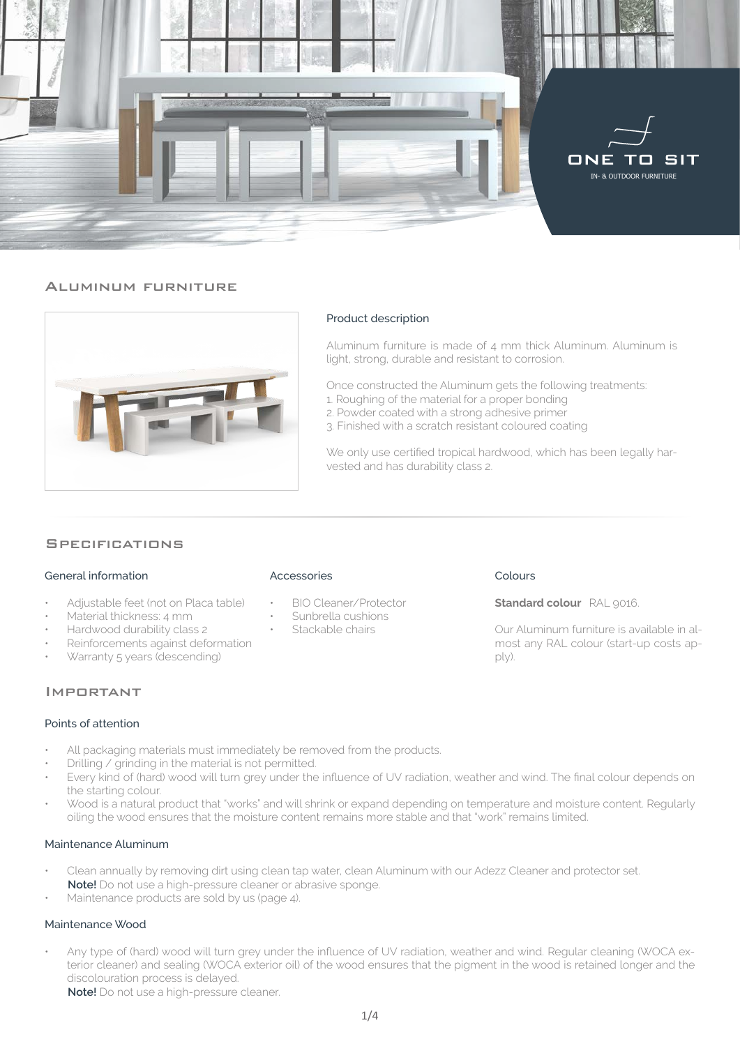ONE TO SIT

IN- & OUTDOOR FURNITURE

## Aluminum furniture

### Product description

Aluminum furniture is made of 4 mm thick Aluminum. Aluminum is light, strong, durable and resistant to corrosion.

Once constructed the Aluminum gets the following treatments:
1. Roughing of the material for a proper bonding
2. Powder coated with a strong adhesive primer
3. Finished with a scratch resistant coloured coating

We only use certified tropical hardwood, which has been legally harvested and has durability class 2.

## Specifications

### General information

- Adjustable feet (not on Placa table)
- Material thickness: 4 mm
- Hardwood durability class 2
- Reinforcements against deformation
- Warranty 5 years (descending)

### Accessories

- BIO Cleaner/Protector
- Sunbrella cushions
- Stackable chairs

### Colours

**Standard colour** RAL 9016.

Our Aluminum furniture is available in almost any RAL colour (start-up costs apply).

## Important

### Points of attention

- All packaging materials must immediately be removed from the products.
- Drilling / grinding in the material is not permitted.
- Every kind of (hard) wood will turn grey under the influence of UV radiation, weather and wind. The final colour depends on the starting colour.
- Wood is a natural product that "works" and will shrink or expand depending on temperature and moisture content. Regularly oiling the wood ensures that the moisture content remains more stable and that "work" remains limited.

### Maintenance Aluminum

- Clean annually by removing dirt using clean tap water, clean Aluminum with our Adezz Cleaner and protector set.
  **Note!** Do not use a high-pressure cleaner or abrasive sponge.
- Maintenance products are sold by us (page 4).

### Maintenance Wood

- Any type of (hard) wood will turn grey under the influence of UV radiation, weather and wind. Regular cleaning (WOCA exterior cleaner) and sealing (WOCA exterior oil) of the wood ensures that the pigment in the wood is retained longer and the discolouration process is delayed.
  **Note!** Do not use a high-pressure cleaner.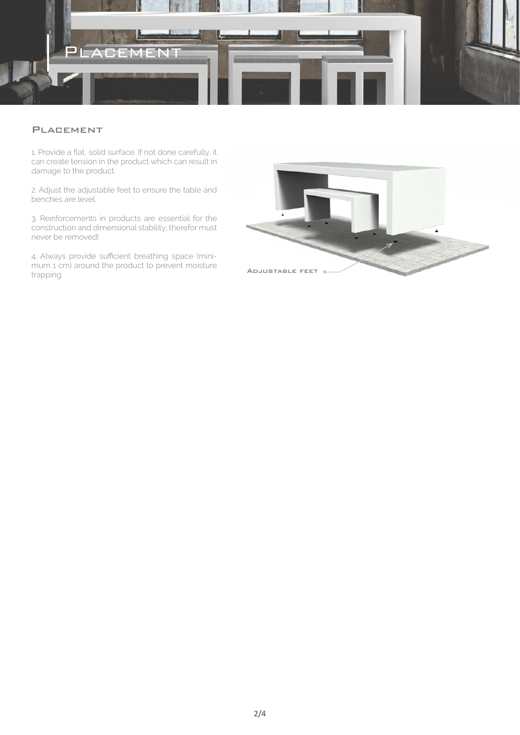# Placement

## Placement

1. Provide a flat, solid surface. If not done carefully, it can create tension in the product which can result in damage to the product.

2. Adjust the adjustable feet to ensure the table and benches are level.

3. Reinforcements in products are essential for the construction and dimensional stability, therefor must never be removed!

4. Always provide sufficient breathing space (minimum 1 cm) around the product to prevent moisture trapping.

Adjustable feet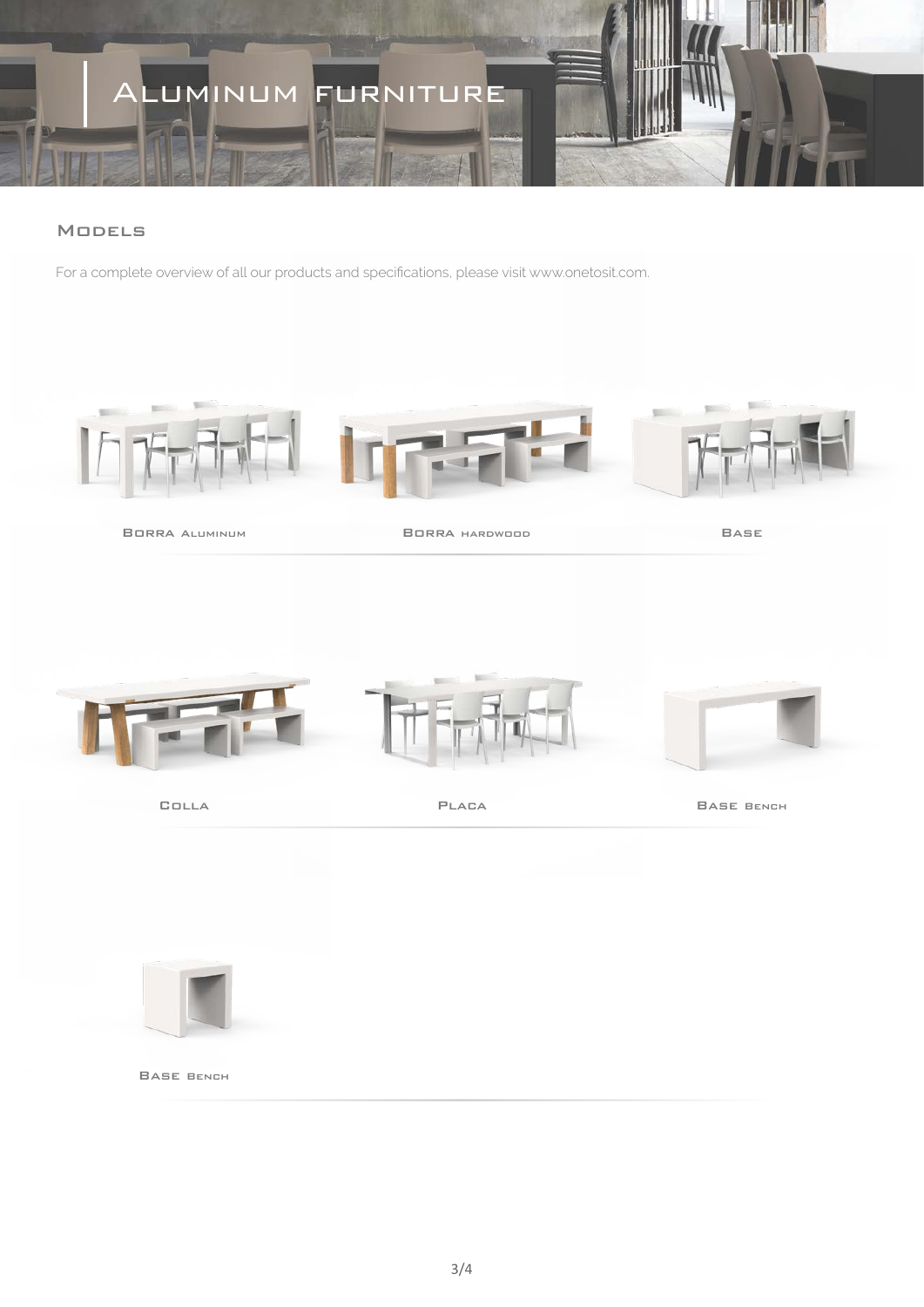# Aluminum furniture

## Models

For a complete overview of all our products and specifications, please visit www.onetosit.com.

Borra Aluminum

Borra hardwood

Base

Colla

Placa

Base Bench

Base Bench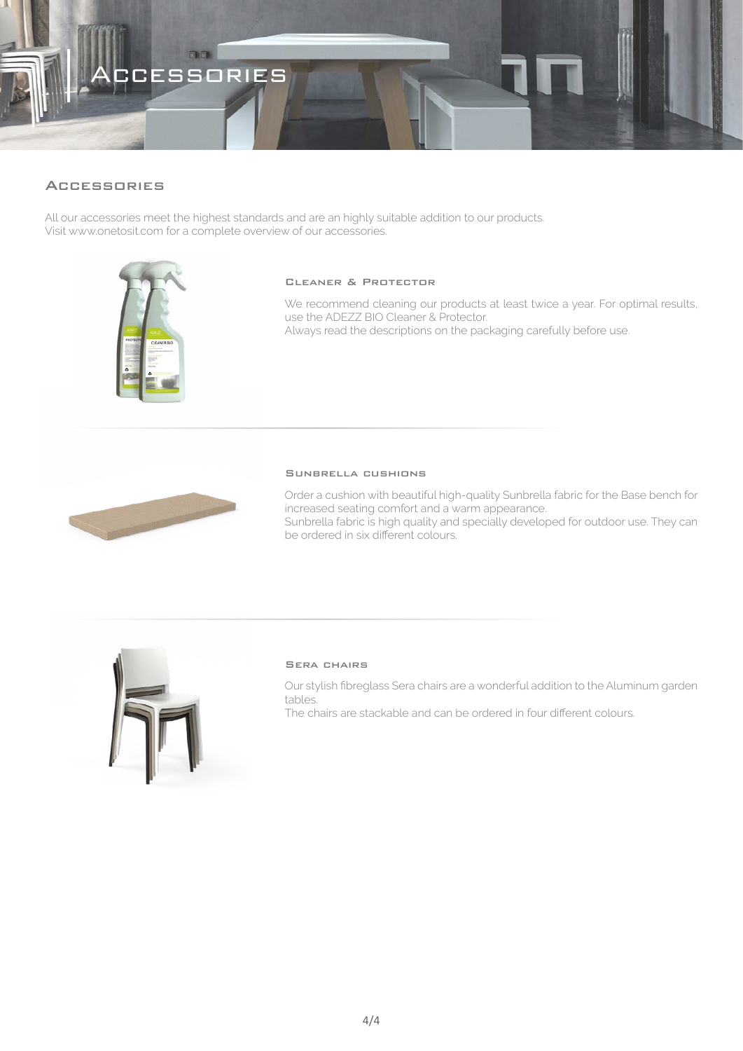# Accessories

## Accessories

All our accessories meet the highest standards and are an highly suitable addition to our products.
Visit www.onetosit.com for a complete overview of our accessories.

### Cleaner & Protector

We recommend cleaning our products at least twice a year. For optimal results, use the ADEZZ BIO Cleaner & Protector.
Always read the descriptions on the packaging carefully before use.

### Sunbrella cushions

Order a cushion with beautiful high-quality Sunbrella fabric for the Base bench for increased seating comfort and a warm appearance.
Sunbrella fabric is high quality and specially developed for outdoor use. They can be ordered in six different colours.

### Sera chairs

Our stylish fibreglass Sera chairs are a wonderful addition to the Aluminum garden tables.
The chairs are stackable and can be ordered in four different colours.